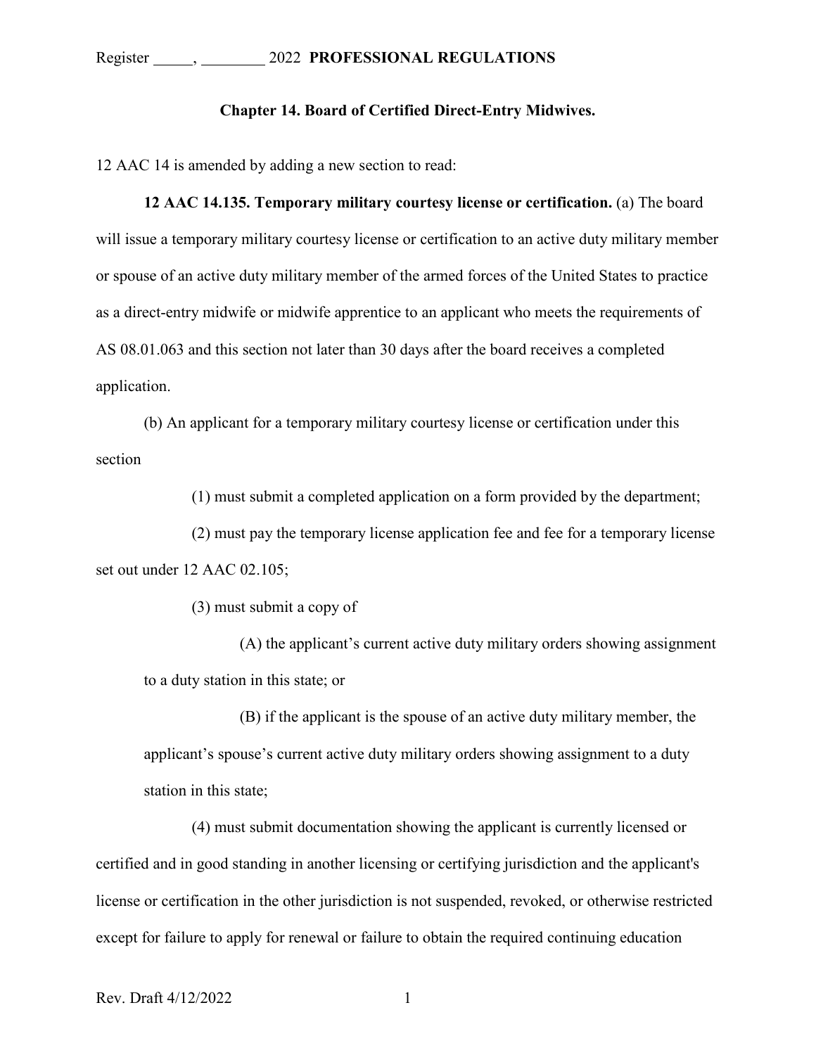**Chapter 14. Board of Certified Direct-Entry Midwives.**

12 AAC 14 is amended by adding a new section to read:

**12 AAC 14.135. Temporary military courtesy license or certification.** (a) The board will issue a temporary military courtesy license or certification to an active duty military member or spouse of an active duty military member of the armed forces of the United States to practice as a direct-entry midwife or midwife apprentice to an applicant who meets the requirements of AS 08.01.063 and this section not later than 30 days after the board receives a completed application.

(b) An applicant for a temporary military courtesy license or certification under this section

(1) must submit a completed application on a form provided by the department;

(2) must pay the temporary license application fee and fee for a temporary license set out under 12 AAC 02.105;

(3) must submit a copy of

(A) the applicant's current active duty military orders showing assignment to a duty station in this state; or

(B) if the applicant is the spouse of an active duty military member, the applicant's spouse's current active duty military orders showing assignment to a duty station in this state;

(4) must submit documentation showing the applicant is currently licensed or certified and in good standing in another licensing or certifying jurisdiction and the applicant's license or certification in the other jurisdiction is not suspended, revoked, or otherwise restricted except for failure to apply for renewal or failure to obtain the required continuing education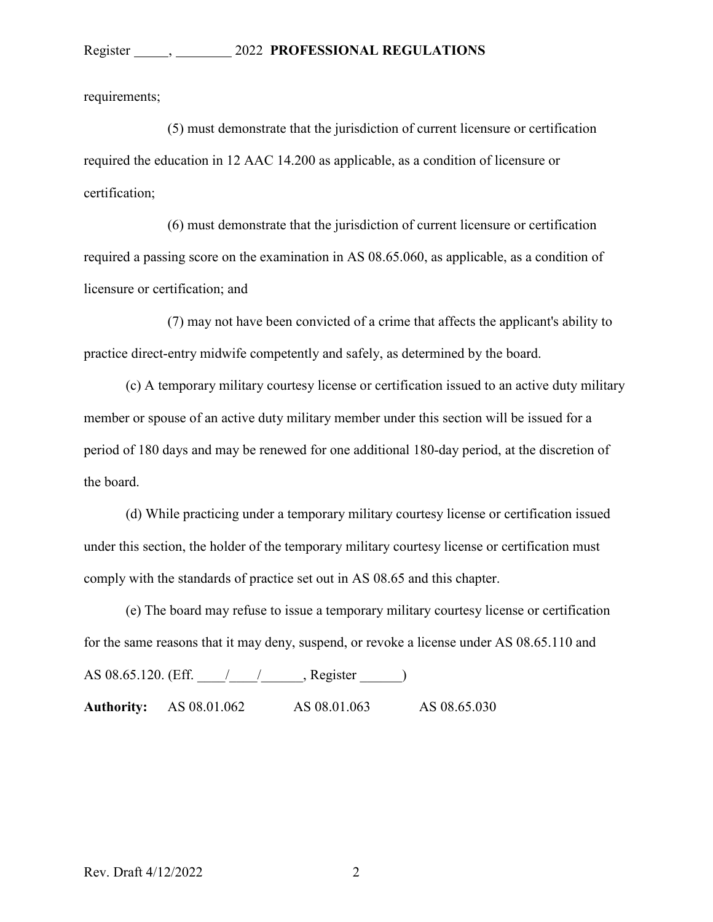requirements;

(5) must demonstrate that the jurisdiction of current licensure or certification required the education in 12 AAC 14.200 as applicable, as a condition of licensure or certification;

(6) must demonstrate that the jurisdiction of current licensure or certification required a passing score on the examination in AS 08.65.060, as applicable, as a condition of licensure or certification; and

(7) may not have been convicted of a crime that affects the applicant's ability to practice direct-entry midwife competently and safely, as determined by the board.

(c) A temporary military courtesy license or certification issued to an active duty military member or spouse of an active duty military member under this section will be issued for a period of 180 days and may be renewed for one additional 180-day period, at the discretion of the board.

(d) While practicing under a temporary military courtesy license or certification issued under this section, the holder of the temporary military courtesy license or certification must comply with the standards of practice set out in AS 08.65 and this chapter.

(e) The board may refuse to issue a temporary military courtesy license or certification for the same reasons that it may deny, suspend, or revoke a license under AS 08.65.110 and AS 08.65.120. (Eff. ____/____/______, Register ______)

**Authority:** AS 08.01.062 AS 08.01.063 AS 08.65.030

Rev. Draft 4/12/2022